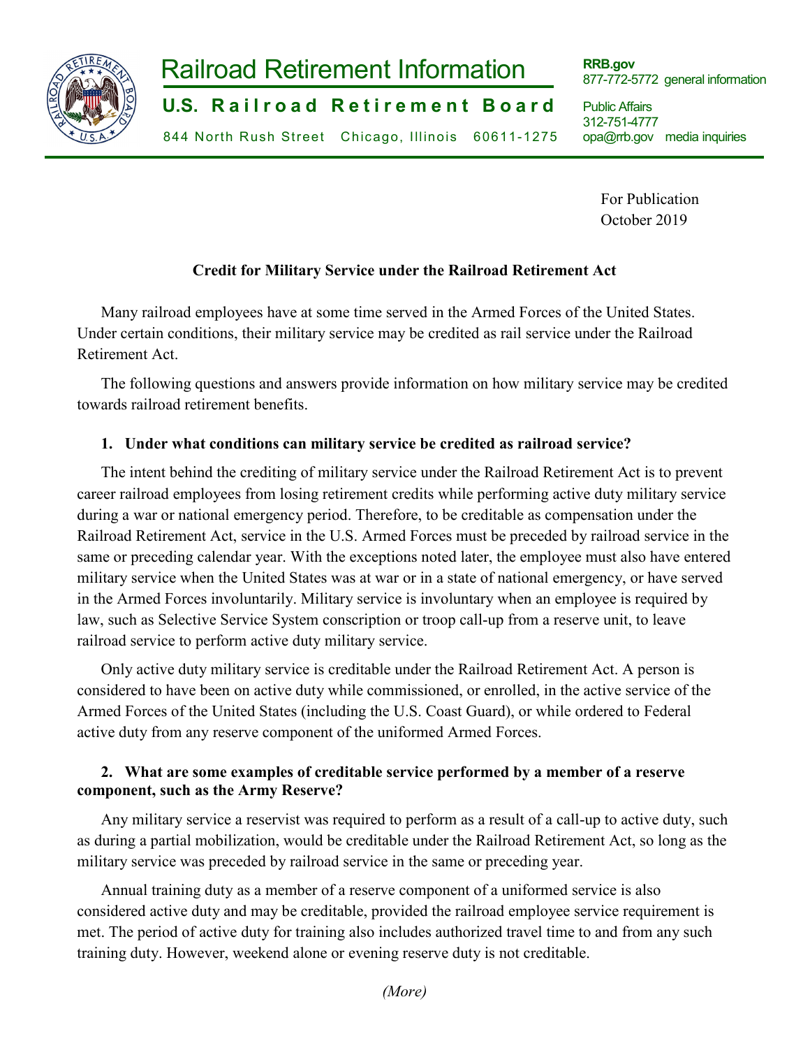# Railroad Retirement Information

**U.S. Railroad Retirement Board**

844 North Rush Street Chicago, Illinois 60611-1275

**RRB.gov**
877-772-5772 general information

Public Affairs
312-751-4777
opa@rrb.gov media inquiries

For Publication
October 2019

## Credit for Military Service under the Railroad Retirement Act

Many railroad employees have at some time served in the Armed Forces of the United States. Under certain conditions, their military service may be credited as rail service under the Railroad Retirement Act.

The following questions and answers provide information on how military service may be credited towards railroad retirement benefits.

### 1. Under what conditions can military service be credited as railroad service?

The intent behind the crediting of military service under the Railroad Retirement Act is to prevent career railroad employees from losing retirement credits while performing active duty military service during a war or national emergency period. Therefore, to be creditable as compensation under the Railroad Retirement Act, service in the U.S. Armed Forces must be preceded by railroad service in the same or preceding calendar year. With the exceptions noted later, the employee must also have entered military service when the United States was at war or in a state of national emergency, or have served in the Armed Forces involuntarily. Military service is involuntary when an employee is required by law, such as Selective Service System conscription or troop call-up from a reserve unit, to leave railroad service to perform active duty military service.

Only active duty military service is creditable under the Railroad Retirement Act. A person is considered to have been on active duty while commissioned, or enrolled, in the active service of the Armed Forces of the United States (including the U.S. Coast Guard), or while ordered to Federal active duty from any reserve component of the uniformed Armed Forces.

### 2. What are some examples of creditable service performed by a member of a reserve component, such as the Army Reserve?

Any military service a reservist was required to perform as a result of a call-up to active duty, such as during a partial mobilization, would be creditable under the Railroad Retirement Act, so long as the military service was preceded by railroad service in the same or preceding year.

Annual training duty as a member of a reserve component of a uniformed service is also considered active duty and may be creditable, provided the railroad employee service requirement is met. The period of active duty for training also includes authorized travel time to and from any such training duty. However, weekend alone or evening reserve duty is not creditable.

*(More)*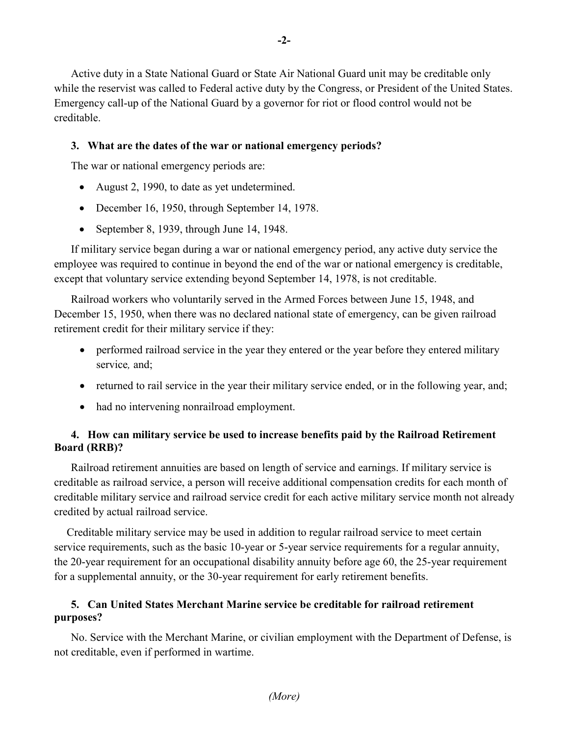Active duty in a State National Guard or State Air National Guard unit may be creditable only while the reservist was called to Federal active duty by the Congress, or President of the United States. Emergency call-up of the National Guard by a governor for riot or flood control would not be creditable.

### 3. What are the dates of the war or national emergency periods?

The war or national emergency periods are:

- August 2, 1990, to date as yet undetermined.
- December 16, 1950, through September 14, 1978.
- September 8, 1939, through June 14, 1948.

If military service began during a war or national emergency period, any active duty service the employee was required to continue in beyond the end of the war or national emergency is creditable, except that voluntary service extending beyond September 14, 1978, is not creditable.

Railroad workers who voluntarily served in the Armed Forces between June 15, 1948, and December 15, 1950, when there was no declared national state of emergency, can be given railroad retirement credit for their military service if they:

- performed railroad service in the year they entered or the year before they entered military service*,* and;
- returned to rail service in the year their military service ended, or in the following year, and;
- had no intervening nonrailroad employment.

### 4. How can military service be used to increase benefits paid by the Railroad Retirement Board (RRB)?

Railroad retirement annuities are based on length of service and earnings. If military service is creditable as railroad service, a person will receive additional compensation credits for each month of creditable military service and railroad service credit for each active military service month not already credited by actual railroad service.

Creditable military service may be used in addition to regular railroad service to meet certain service requirements, such as the basic 10-year or 5-year service requirements for a regular annuity, the 20-year requirement for an occupational disability annuity before age 60, the 25-year requirement for a supplemental annuity, or the 30-year requirement for early retirement benefits.

### 5. Can United States Merchant Marine service be creditable for railroad retirement purposes?

No. Service with the Merchant Marine, or civilian employment with the Department of Defense, is not creditable, even if performed in wartime.

*(More)*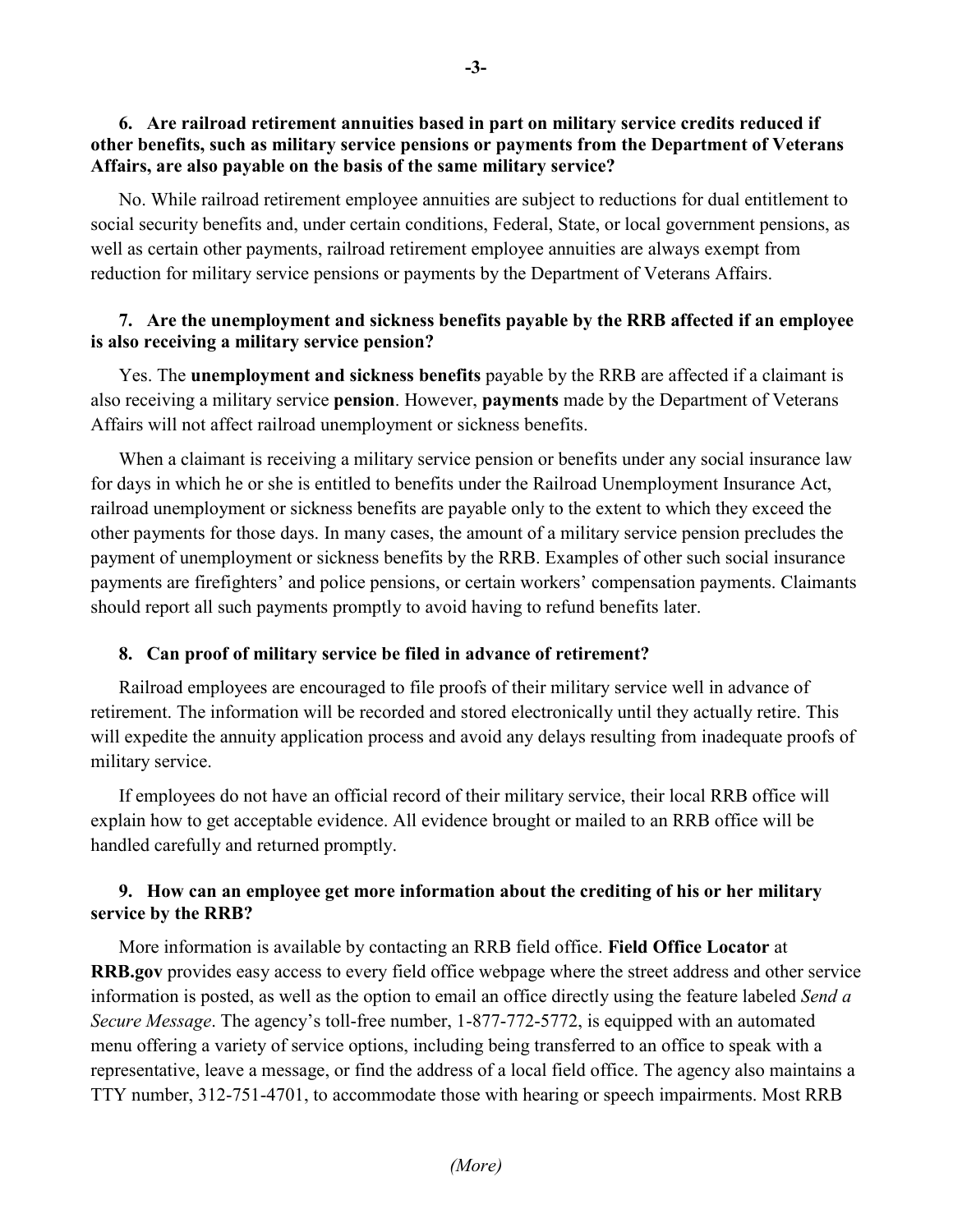**6. Are railroad retirement annuities based in part on military service credits reduced if other benefits, such as military service pensions or payments from the Department of Veterans Affairs, are also payable on the basis of the same military service?**

No. While railroad retirement employee annuities are subject to reductions for dual entitlement to social security benefits and, under certain conditions, Federal, State, or local government pensions, as well as certain other payments, railroad retirement employee annuities are always exempt from reduction for military service pensions or payments by the Department of Veterans Affairs.

**7. Are the unemployment and sickness benefits payable by the RRB affected if an employee is also receiving a military service pension?**

Yes. The **unemployment and sickness benefits** payable by the RRB are affected if a claimant is also receiving a military service **pension**. However, **payments** made by the Department of Veterans Affairs will not affect railroad unemployment or sickness benefits.

When a claimant is receiving a military service pension or benefits under any social insurance law for days in which he or she is entitled to benefits under the Railroad Unemployment Insurance Act, railroad unemployment or sickness benefits are payable only to the extent to which they exceed the other payments for those days. In many cases, the amount of a military service pension precludes the payment of unemployment or sickness benefits by the RRB. Examples of other such social insurance payments are firefighters' and police pensions, or certain workers' compensation payments. Claimants should report all such payments promptly to avoid having to refund benefits later.

**8. Can proof of military service be filed in advance of retirement?**

Railroad employees are encouraged to file proofs of their military service well in advance of retirement. The information will be recorded and stored electronically until they actually retire. This will expedite the annuity application process and avoid any delays resulting from inadequate proofs of military service.

If employees do not have an official record of their military service, their local RRB office will explain how to get acceptable evidence. All evidence brought or mailed to an RRB office will be handled carefully and returned promptly.

**9. How can an employee get more information about the crediting of his or her military service by the RRB?**

More information is available by contacting an RRB field office. **Field Office Locator** at **RRB.gov** provides easy access to every field office webpage where the street address and other service information is posted, as well as the option to email an office directly using the feature labeled *Send a Secure Message*. The agency's toll-free number, 1-877-772-5772, is equipped with an automated menu offering a variety of service options, including being transferred to an office to speak with a representative, leave a message, or find the address of a local field office. The agency also maintains a TTY number, 312-751-4701, to accommodate those with hearing or speech impairments. Most RRB

*(More)*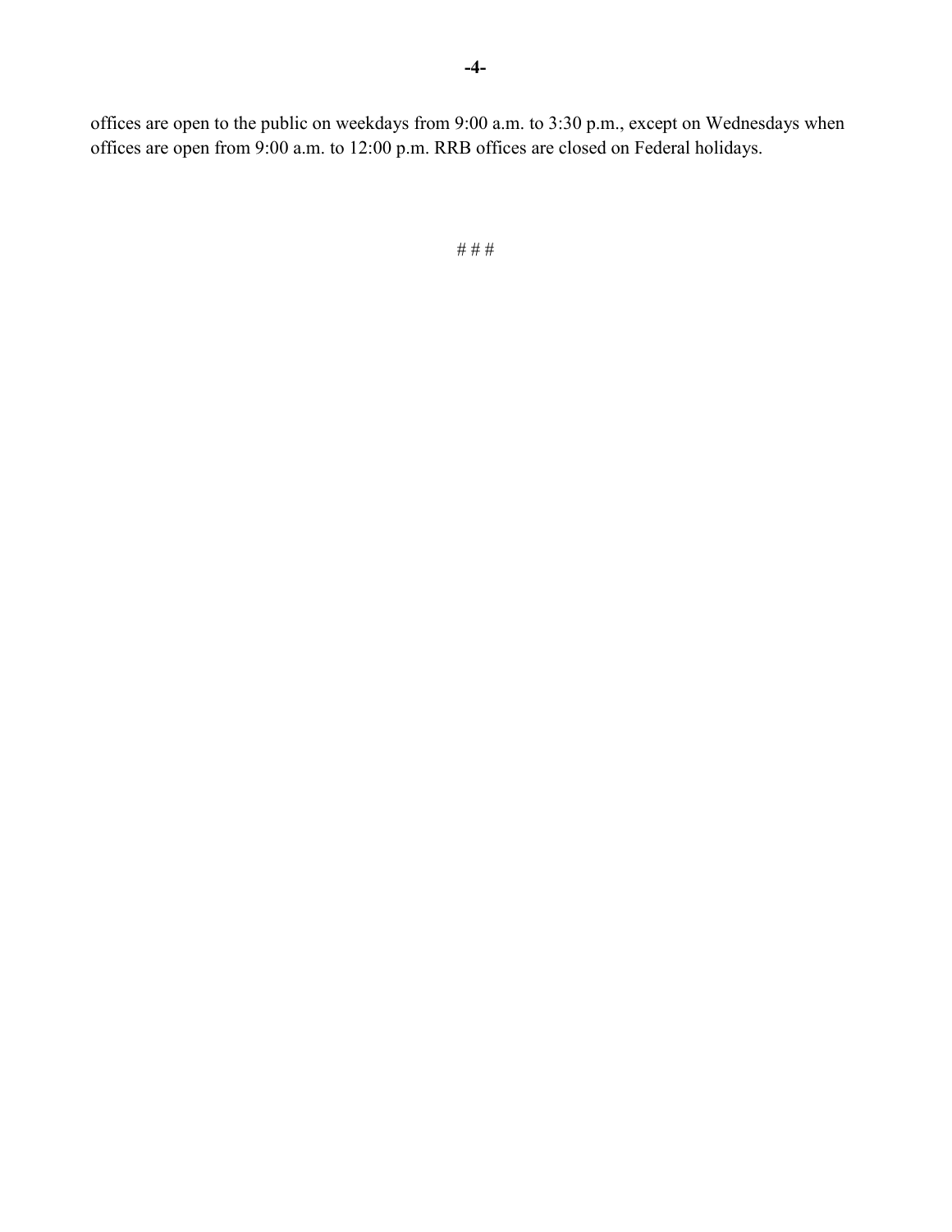offices are open to the public on weekdays from 9:00 a.m. to 3:30 p.m., except on Wednesdays when offices are open from 9:00 a.m. to 12:00 p.m. RRB offices are closed on Federal holidays.

# # #